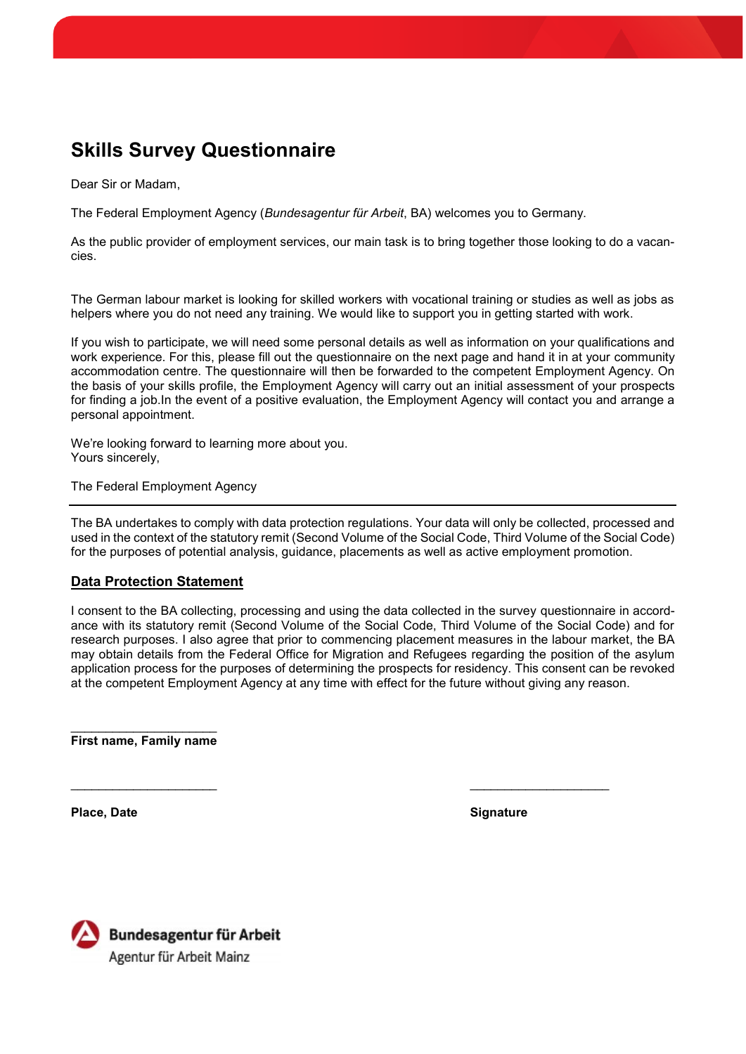# Skills Survey Questionnaire

Dear Sir or Madam,

The Federal Employment Agency (*Bundesagentur für Arbeit*, BA) welcomes you to Germany.

As the public provider of employment services, our main task is to bring together those looking to do a vacancies.

The German labour market is looking for skilled workers with vocational training or studies as well as jobs as helpers where you do not need any training. We would like to support you in getting started with work.

If you wish to participate, we will need some personal details as well as information on your qualifications and work experience. For this, please fill out the questionnaire on the next page and hand it in at your community accommodation centre. The questionnaire will then be forwarded to the competent Employment Agency. On the basis of your skills profile, the Employment Agency will carry out an initial assessment of your prospects for finding a job.In the event of a positive evaluation, the Employment Agency will contact you and arrange a personal appointment.

We're looking forward to learning more about you.
Yours sincerely,

The Federal Employment Agency

---

The BA undertakes to comply with data protection regulations. Your data will only be collected, processed and used in the context of the statutory remit (Second Volume of the Social Code, Third Volume of the Social Code) for the purposes of potential analysis, guidance, placements as well as active employment promotion.

## Data Protection Statement

I consent to the BA collecting, processing and using the data collected in the survey questionnaire in accordance with its statutory remit (Second Volume of the Social Code, Third Volume of the Social Code) and for research purposes. I also agree that prior to commencing placement measures in the labour market, the BA may obtain details from the Federal Office for Migration and Refugees regarding the position of the asylum application process for the purposes of determining the prospects for residency. This consent can be revoked at the competent Employment Agency at any time with effect for the future without giving any reason.

\_\_\_\_\_\_\_\_\_\_\_\_\_\_\_\_\_\_\_\_\_\_
**First name, Family name**

\_\_\_\_\_\_\_\_\_\_\_\_\_\_\_\_\_\_\_\_\_\_ \_\_\_\_\_\_\_\_\_\_\_\_\_\_\_\_\_\_\_\_\_\_

**Place, Date** **Signature**

**Bundesagentur für Arbeit**
Agentur für Arbeit Mainz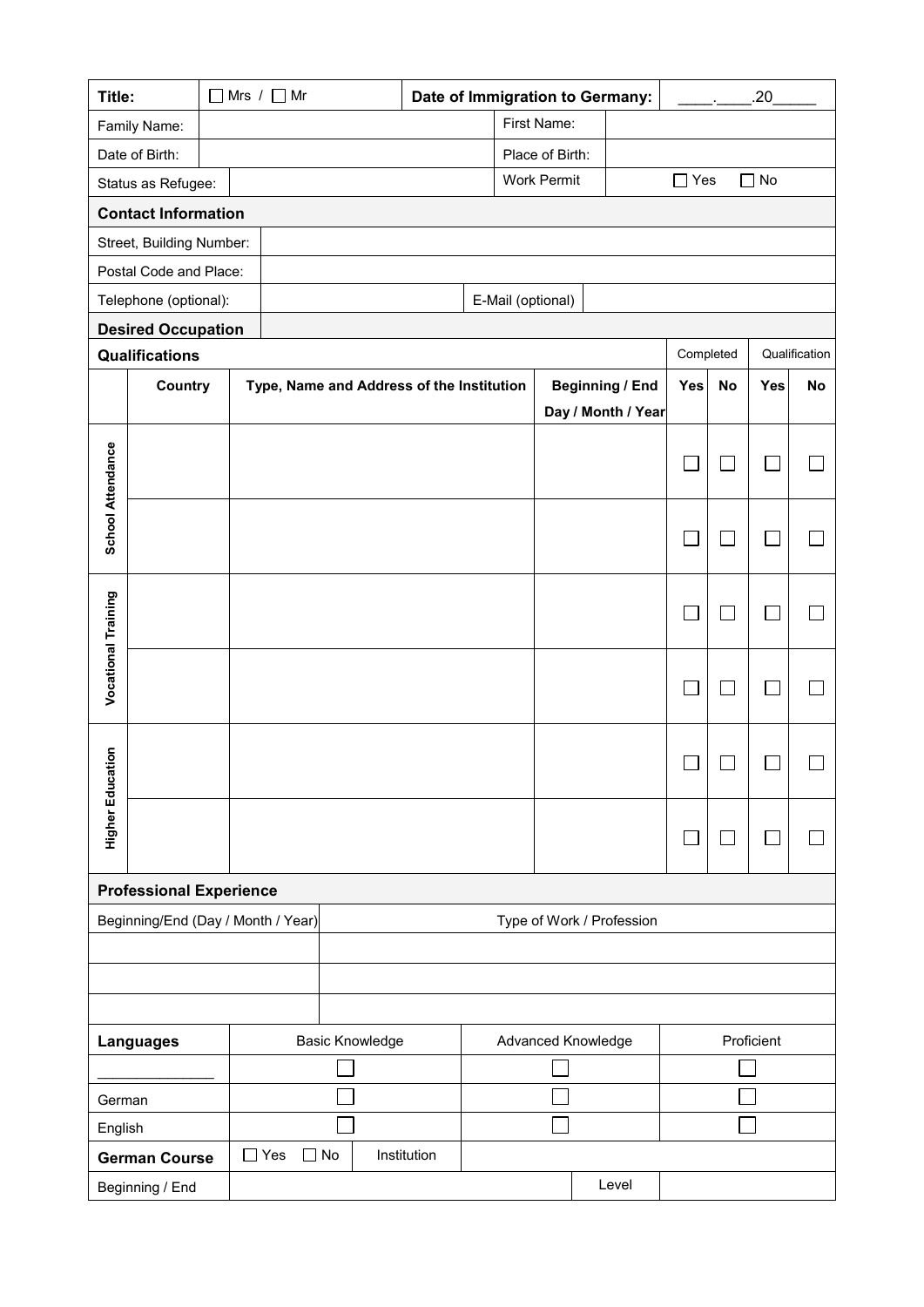| | | | |
|---|---|---|---|
| **Title:** | ☐ Mrs / ☐ Mr | **Date of Immigration to Germany:** | ____.____.20_____ |
| Family Name: | | First Name: | |
| Date of Birth: | | Place of Birth: | |
| Status as Refugee: | | Work Permit | ☐ Yes ☐ No |

**Contact Information**

| | | | |
|---|---|---|---|
| Street, Building Number: | | | |
| Postal Code and Place: | | | |
| Telephone (optional): | | E-Mail (optional) | |

**Desired Occupation**

**Qualifications**

| | Country | Type, Name and Address of the Institution | Beginning / End Day / Month / Year | Completed Yes | Completed No | Qualification Yes | Qualification No |
|---|---|---|---|---|---|---|---|
| School Attendance | | | | ☐ | ☐ | ☐ | ☐ |
| School Attendance | | | | ☐ | ☐ | ☐ | ☐ |
| Vocational Training | | | | ☐ | ☐ | ☐ | ☐ |
| Vocational Training | | | | ☐ | ☐ | ☐ | ☐ |
| Higher Education | | | | ☐ | ☐ | ☐ | ☐ |
| Higher Education | | | | ☐ | ☐ | ☐ | ☐ |

**Professional Experience**

| Beginning/End (Day / Month / Year) | Type of Work / Profession |
|---|---|
| | |
| | |
| | |

| **Languages** | Basic Knowledge | Advanced Knowledge | Proficient |
|---|---|---|---|
| _______________ | ☐ | ☐ | ☐ |
| German | ☐ | ☐ | ☐ |
| English | ☐ | ☐ | ☐ |

| | | | | | |
|---|---|---|---|---|---|
| **German Course** | ☐ Yes ☐ No | Institution | | | |
| Beginning / End | | | | Level | |